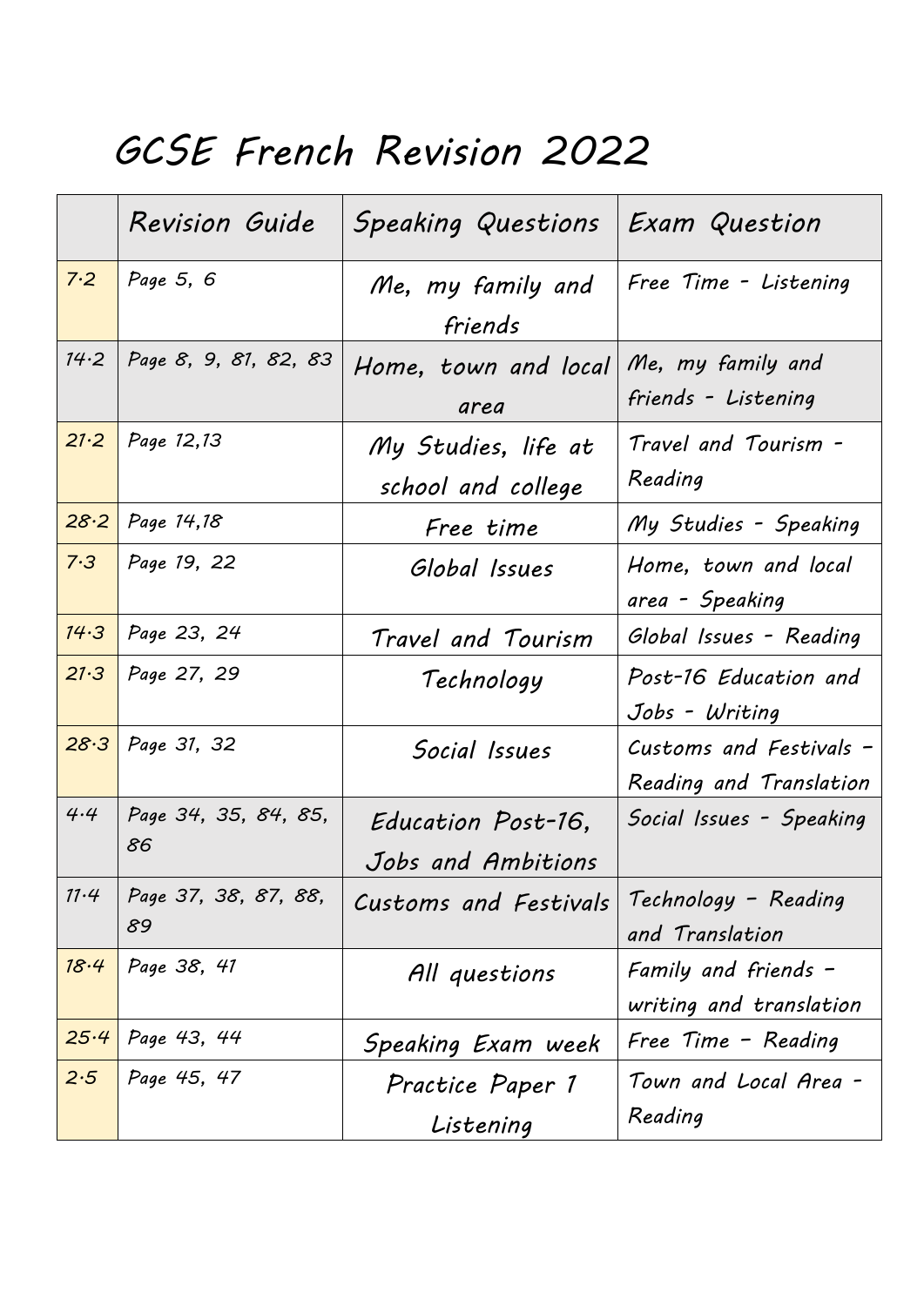# GCSE French Revision 2022

| | Revision Guide | Speaking Questions | Exam Question |
|---|---|---|---|
| 7.2 | Page 5, 6 | Me, my family and friends | Free Time - Listening |
| 14.2 | Page 8, 9, 81, 82, 83 | Home, town and local area | Me, my family and friends - Listening |
| 21.2 | Page 12,13 | My Studies, life at school and college | Travel and Tourism - Reading |
| 28.2 | Page 14,18 | Free time | My Studies - Speaking |
| 7.3 | Page 19, 22 | Global Issues | Home, town and local area - Speaking |
| 14.3 | Page 23, 24 | Travel and Tourism | Global Issues - Reading |
| 21.3 | Page 27, 29 | Technology | Post-16 Education and Jobs - Writing |
| 28.3 | Page 31, 32 | Social Issues | Customs and Festivals – Reading and Translation |
| 4.4 | Page 34, 35, 84, 85, 86 | Education Post-16, Jobs and Ambitions | Social Issues - Speaking |
| 11.4 | Page 37, 38, 87, 88, 89 | Customs and Festivals | Technology – Reading and Translation |
| 18.4 | Page 38, 41 | All questions | Family and friends – writing and translation |
| 25.4 | Page 43, 44 | Speaking Exam week | Free Time – Reading |
| 2.5 | Page 45, 47 | Practice Paper 1 Listening | Town and Local Area - Reading |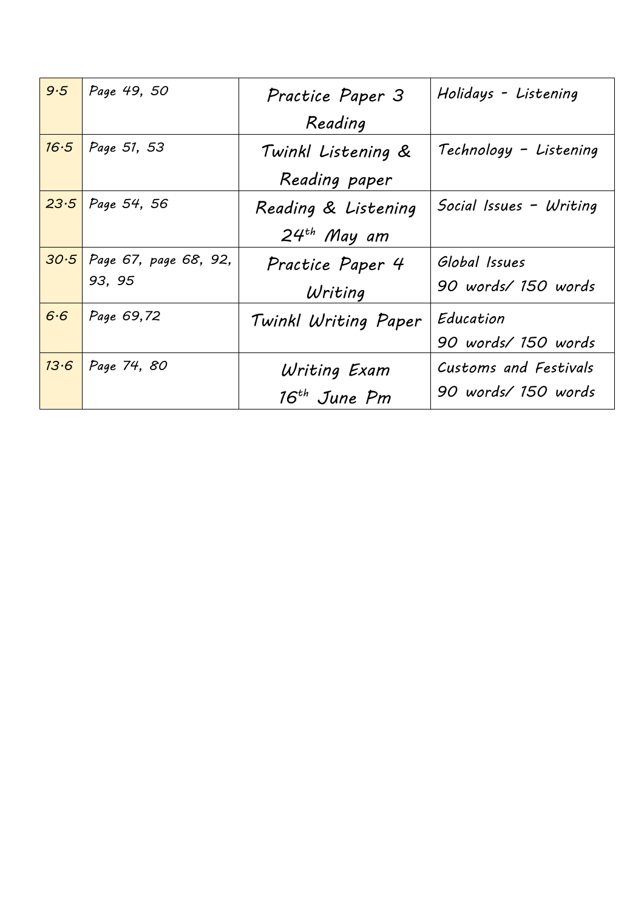| | | | |
|---|---|---|---|
| 9.5 | Page 49, 50 | Practice Paper 3 Reading | Holidays - Listening |
| 16.5 | Page 51, 53 | Twinkl Listening & Reading paper | Technology – Listening |
| 23.5 | Page 54, 56 | Reading & Listening 24th May am | Social Issues – Writing |
| 30.5 | Page 67, page 68, 92, 93, 95 | Practice Paper 4 Writing | Global Issues 90 words/ 150 words |
| 6.6 | Page 69,72 | Twinkl Writing Paper | Education 90 words/ 150 words |
| 13.6 | Page 74, 80 | Writing Exam 16th June Pm | Customs and Festivals 90 words/ 150 words |